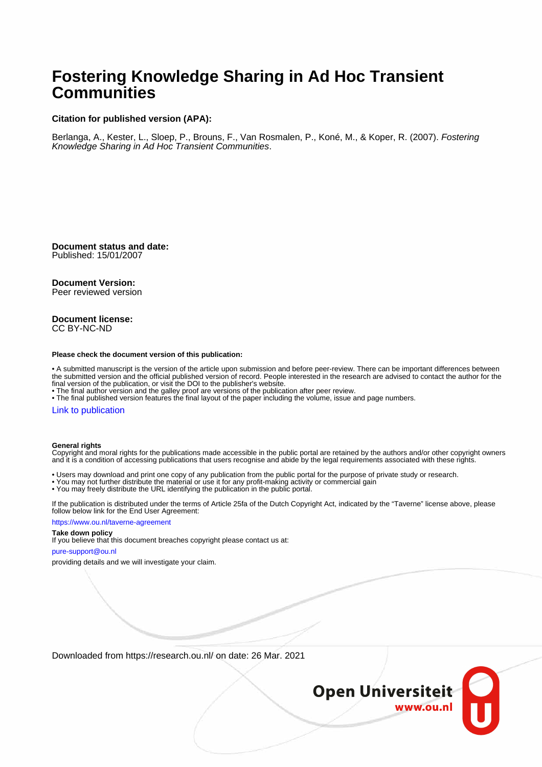# Fostering Knowledge Sharing in Ad Hoc Transient Communities

**Citation for published version (APA):**

Berlanga, A., Kester, L., Sloep, P., Brouns, F., Van Rosmalen, P., Koné, M., & Koper, R. (2007). *Fostering Knowledge Sharing in Ad Hoc Transient Communities*.

**Document status and date:**
Published: 15/01/2007

**Document Version:**
Peer reviewed version

**Document license:**
CC BY-NC-ND

**Please check the document version of this publication:**

• A submitted manuscript is the version of the article upon submission and before peer-review. There can be important differences between the submitted version and the official published version of record. People interested in the research are advised to contact the author for the final version of the publication, or visit the DOI to the publisher's website.
• The final author version and the galley proof are versions of the publication after peer review.
• The final published version features the final layout of the paper including the volume, issue and page numbers.

Link to publication

**General rights**
Copyright and moral rights for the publications made accessible in the public portal are retained by the authors and/or other copyright owners and it is a condition of accessing publications that users recognise and abide by the legal requirements associated with these rights.

• Users may download and print one copy of any publication from the public portal for the purpose of private study or research.
• You may not further distribute the material or use it for any profit-making activity or commercial gain
• You may freely distribute the URL identifying the publication in the public portal.

If the publication is distributed under the terms of Article 25fa of the Dutch Copyright Act, indicated by the "Taverne" license above, please follow below link for the End User Agreement:

https://www.ou.nl/taverne-agreement

**Take down policy**
If you believe that this document breaches copyright please contact us at:

pure-support@ou.nl

providing details and we will investigate your claim.

Downloaded from https://research.ou.nl/ on date: 26 Mar. 2021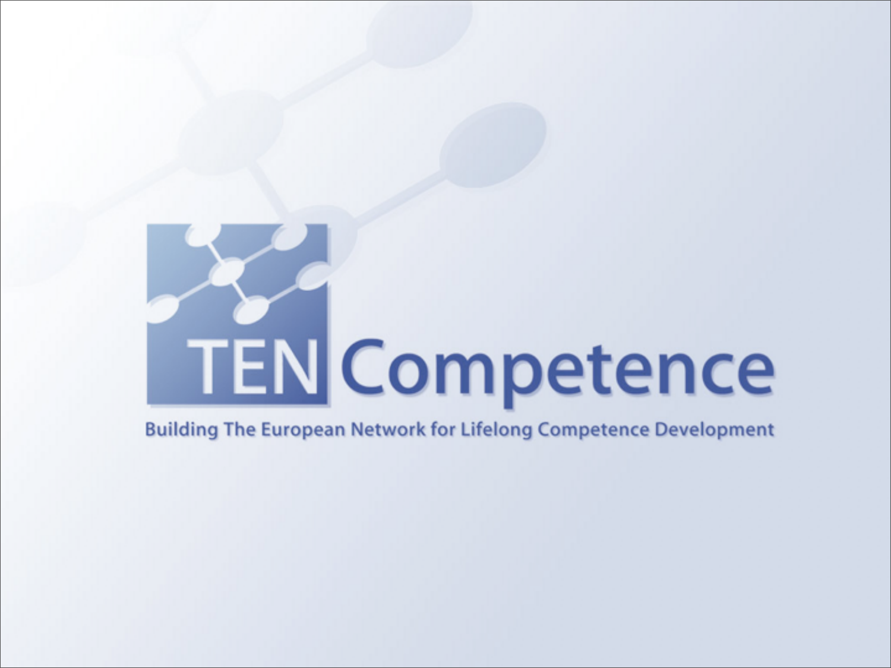# TENCompetence

Building The European Network for Lifelong Competence Development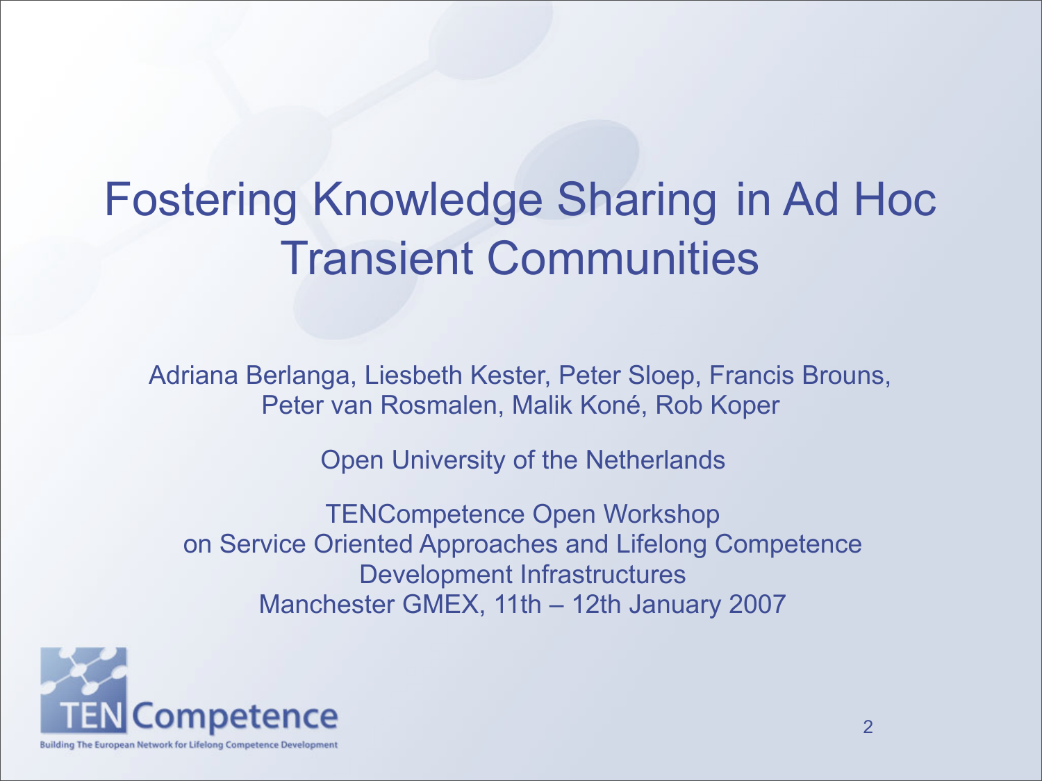# Fostering Knowledge Sharing in Ad Hoc Transient Communities

Adriana Berlanga, Liesbeth Kester, Peter Sloep, Francis Brouns, Peter van Rosmalen, Malik Koné, Rob Koper

Open University of the Netherlands

TENCompetence Open Workshop
on Service Oriented Approaches and Lifelong Competence Development Infrastructures
Manchester GMEX, 11th – 12th January 2007

TENCompetence
Building The European Network for Lifelong Competence Development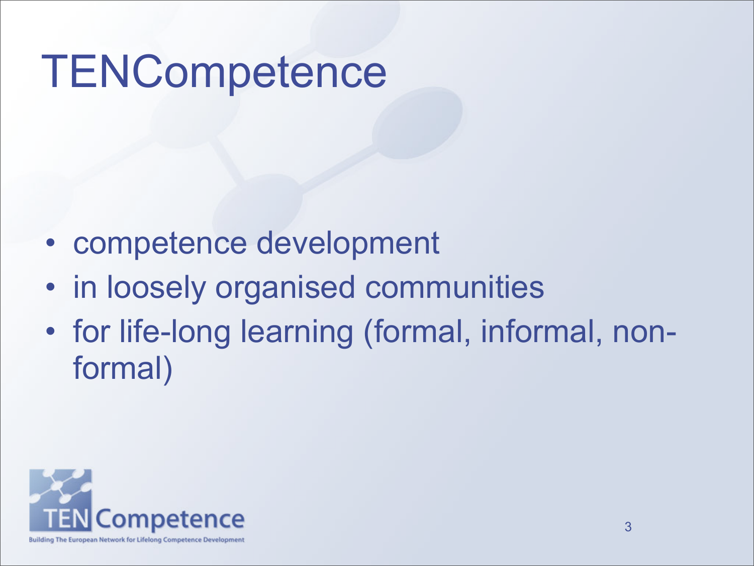# TENCompetence

- competence development
- in loosely organised communities
- for life-long learning (formal, informal, non-formal)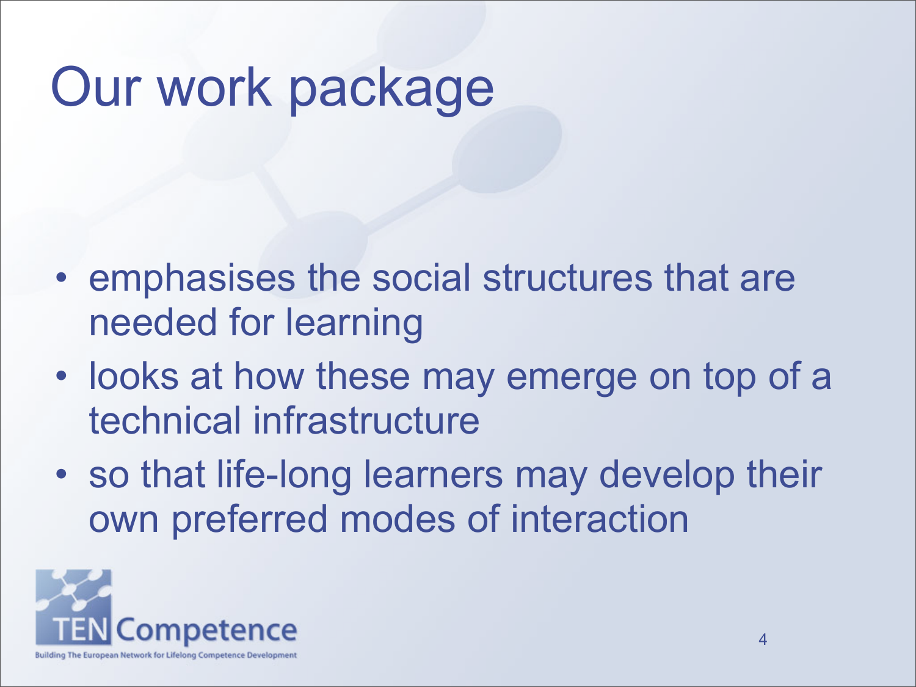# Our work package

- emphasises the social structures that are needed for learning
- looks at how these may emerge on top of a technical infrastructure
- so that life-long learners may develop their own preferred modes of interaction

TENCompetence

Building The European Network for Lifelong Competence Development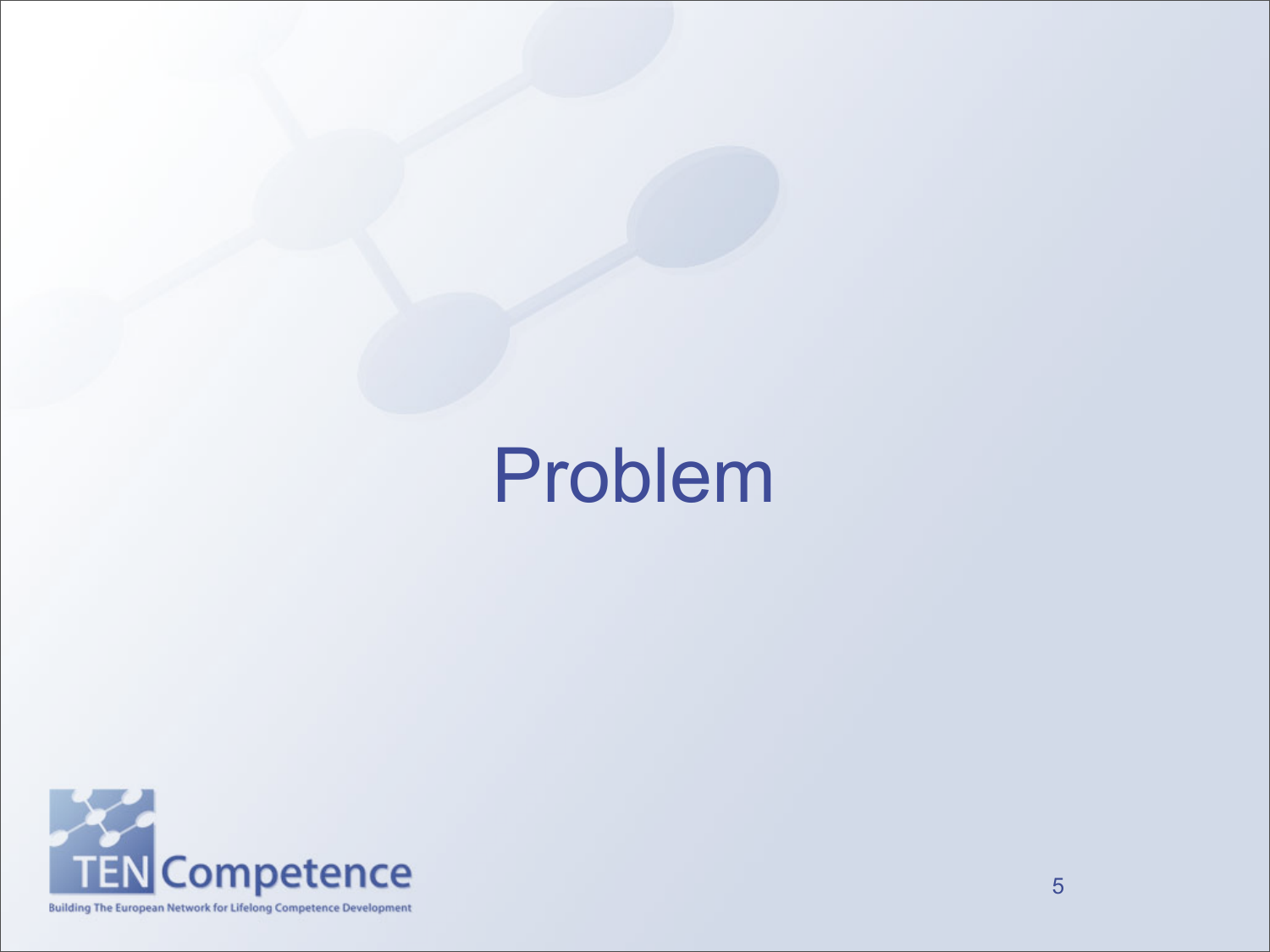# Problem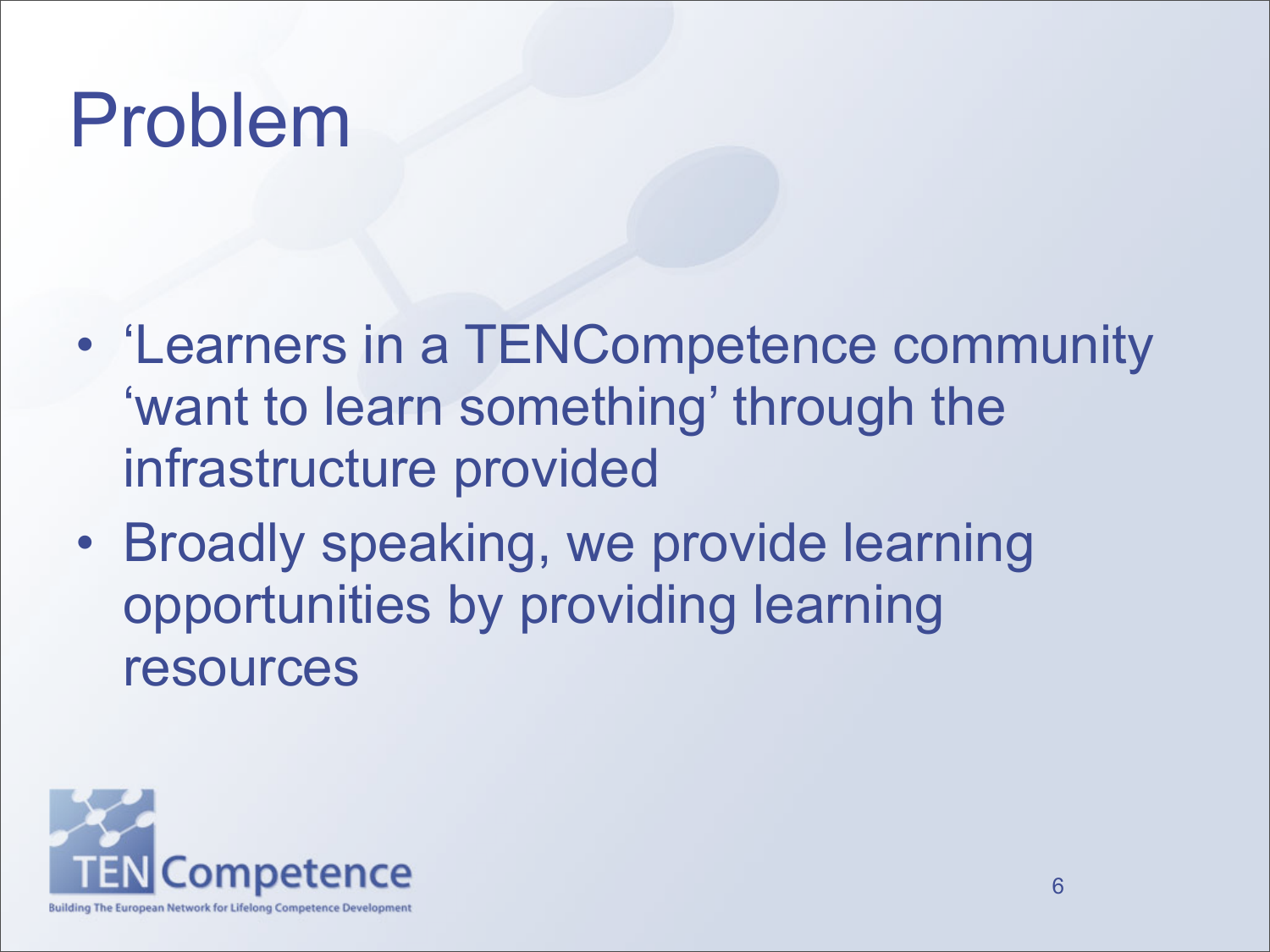# Problem

- 'Learners in a TENCompetence community 'want to learn something' through the infrastructure provided
- Broadly speaking, we provide learning opportunities by providing learning resources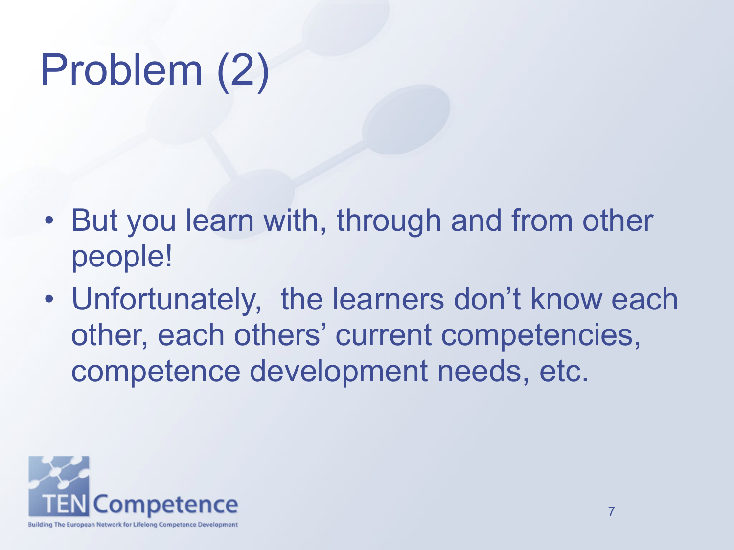# Problem (2)

- But you learn with, through and from other people!
- Unfortunately, the learners don't know each other, each others' current competencies, competence development needs, etc.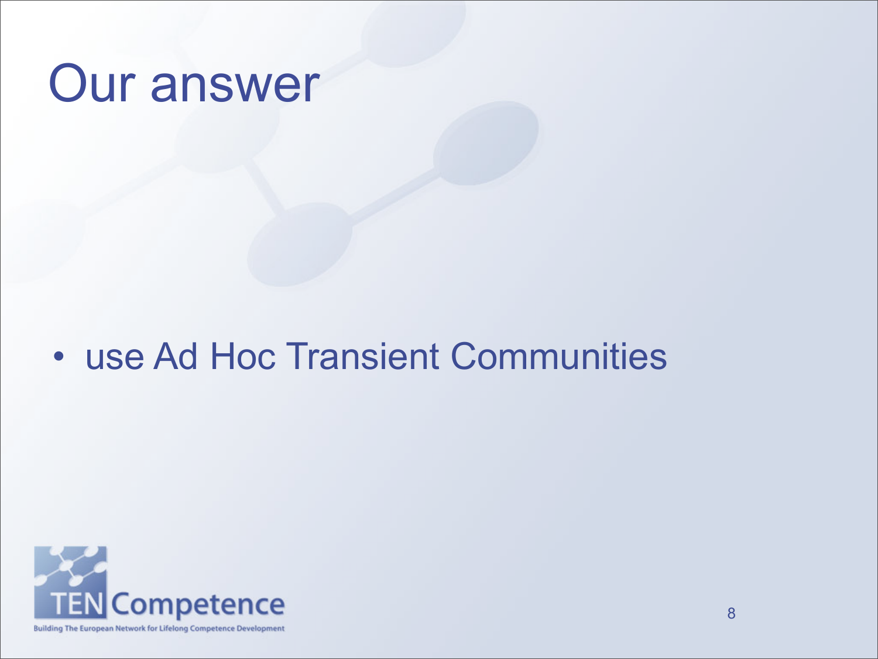# Our answer

- use Ad Hoc Transient Communities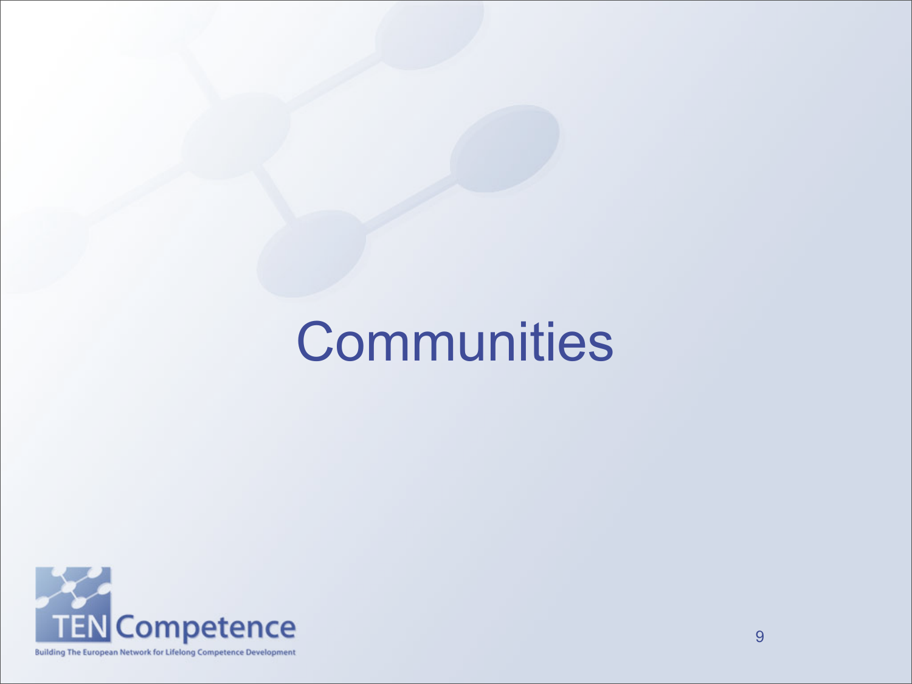# Communities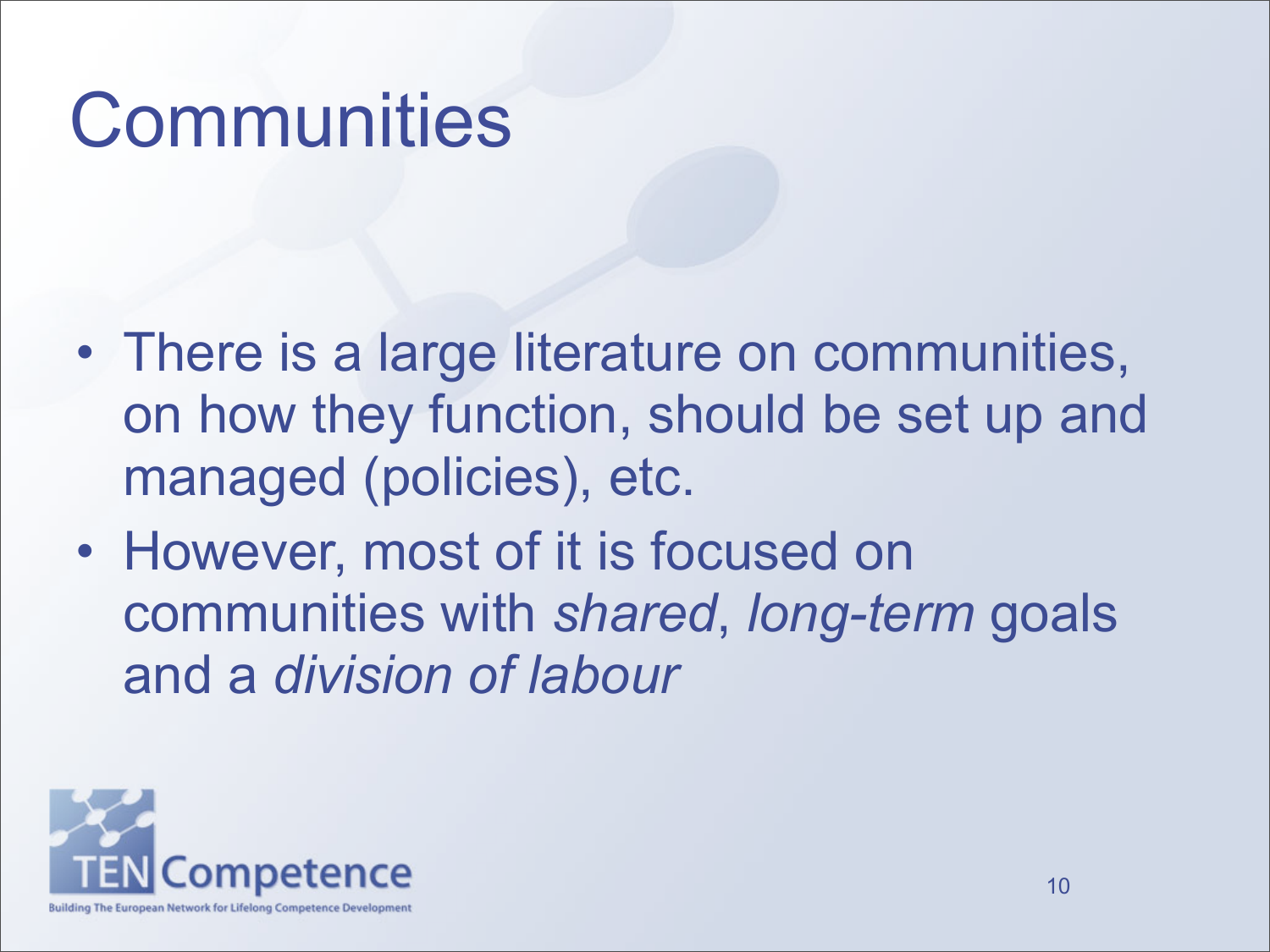# Communities

- There is a large literature on communities, on how they function, should be set up and managed (policies), etc.
- However, most of it is focused on communities with *shared*, *long-term* goals and a *division of labour*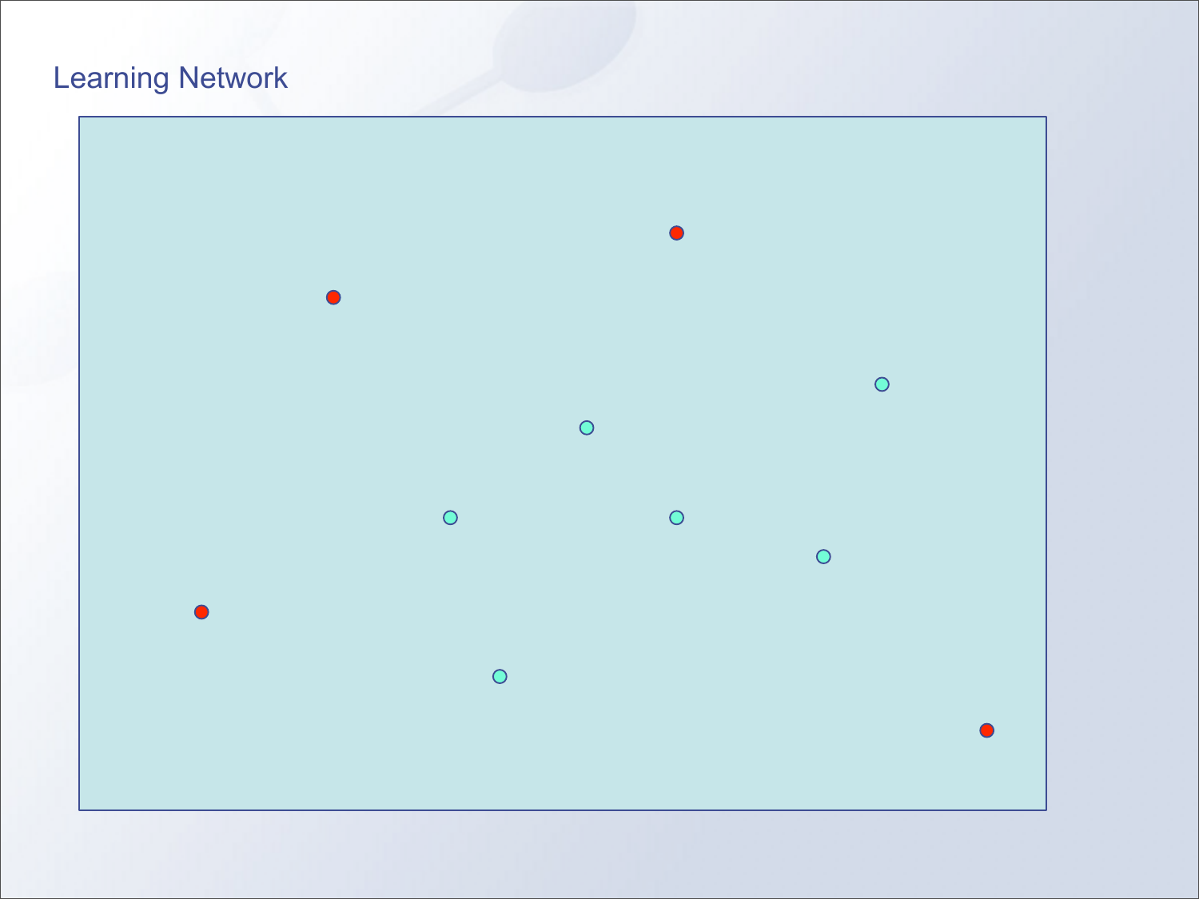# Learning Network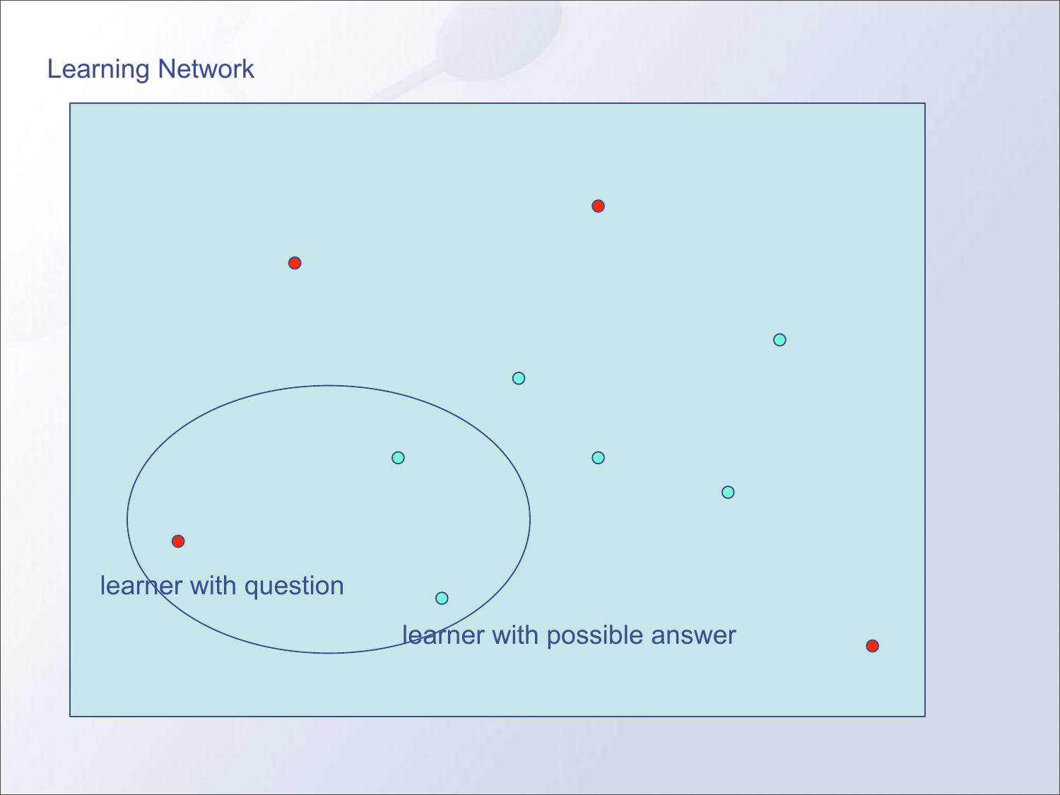# Learning Network

learner with question

learner with possible answer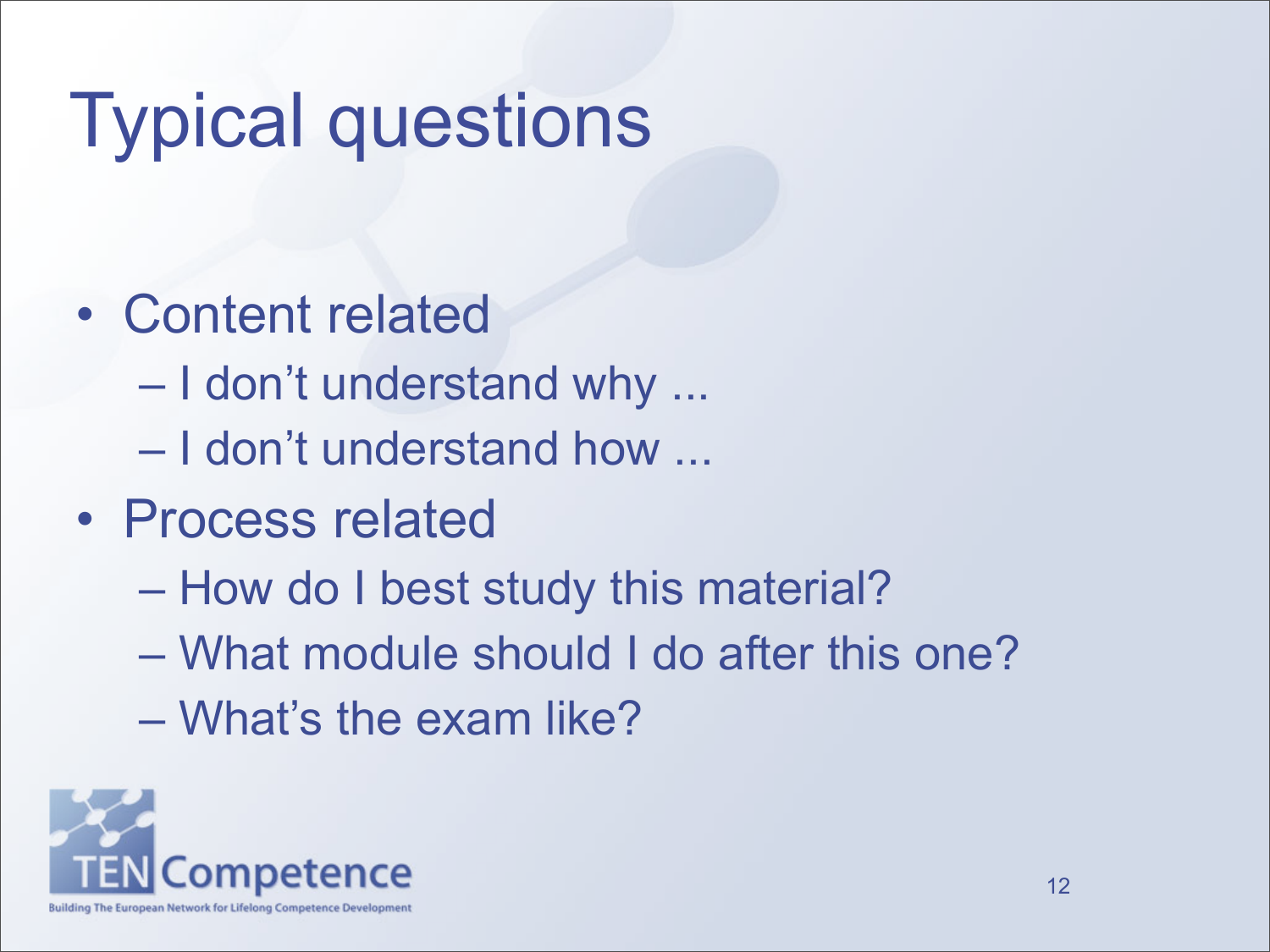# Typical questions

- Content related
  - I don't understand why ...
  - I don't understand how ...
- Process related
  - How do I best study this material?
  - What module should I do after this one?
  - What's the exam like?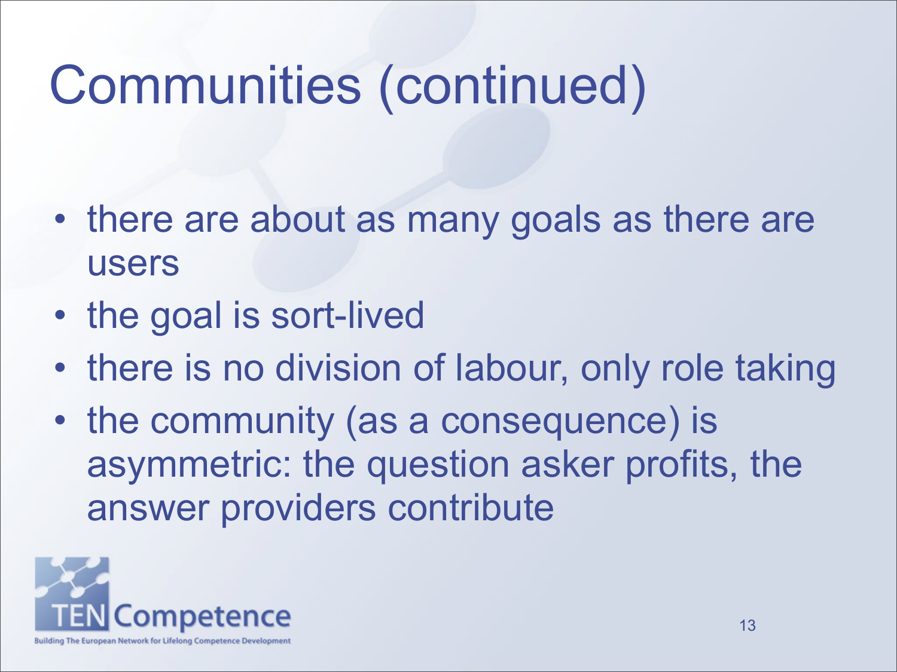# Communities (continued)

- there are about as many goals as there are users
- the goal is sort-lived
- there is no division of labour, only role taking
- the community (as a consequence) is asymmetric: the question asker profits, the answer providers contribute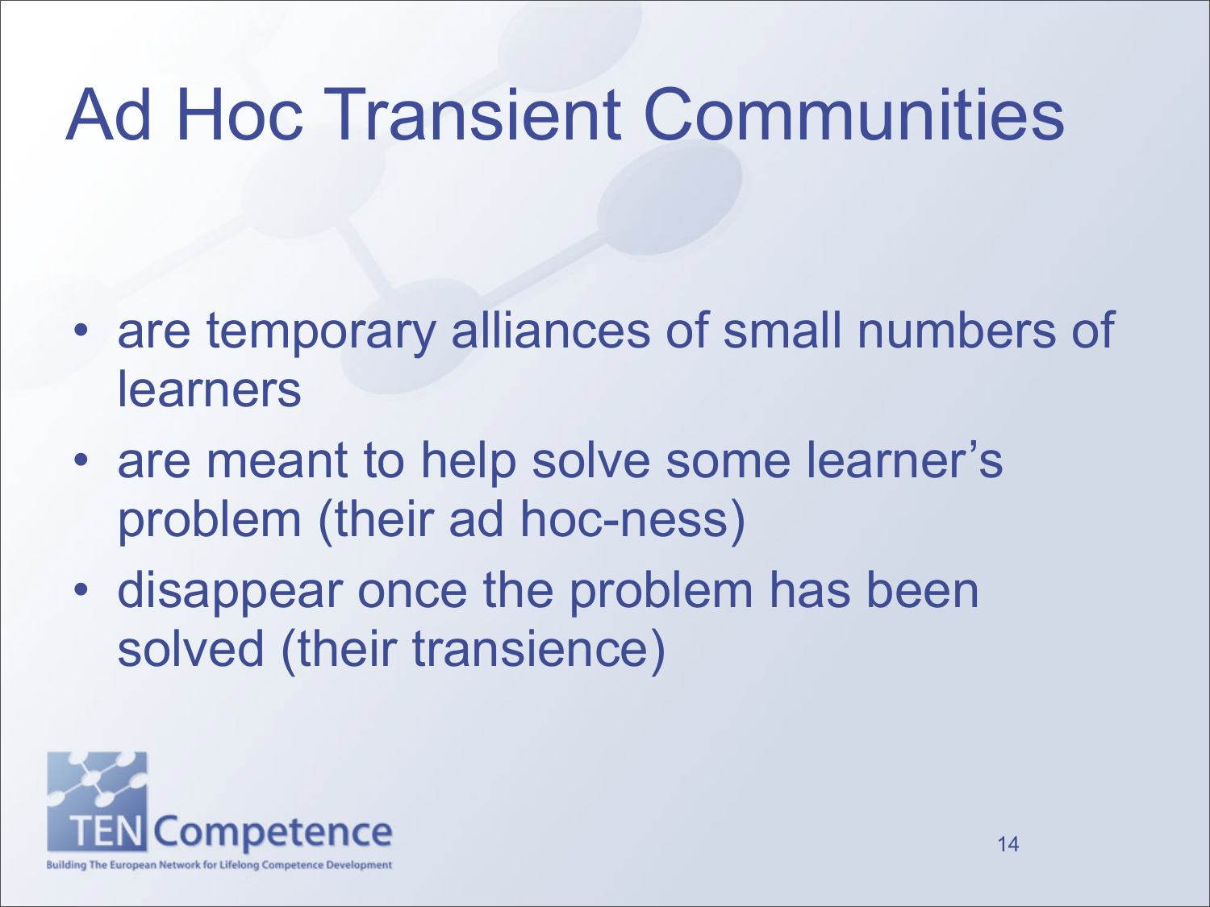# Ad Hoc Transient Communities

- are temporary alliances of small numbers of learners
- are meant to help solve some learner's problem (their ad hoc-ness)
- disappear once the problem has been solved (their transience)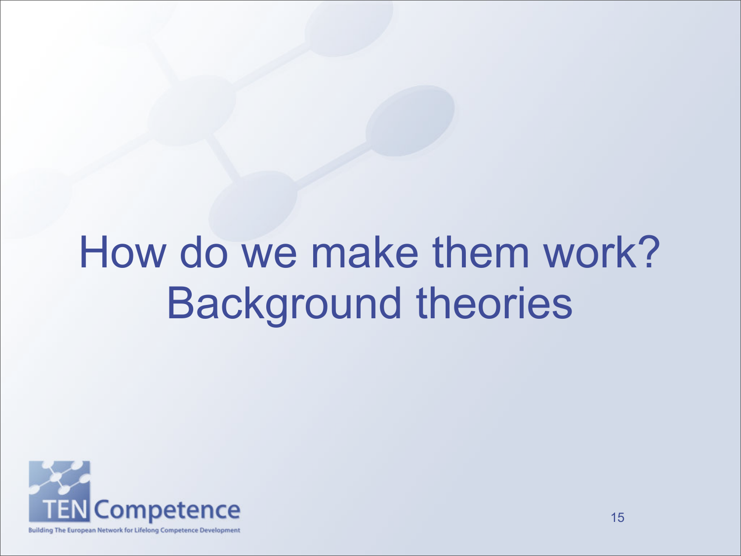# How do we make them work?
# Background theories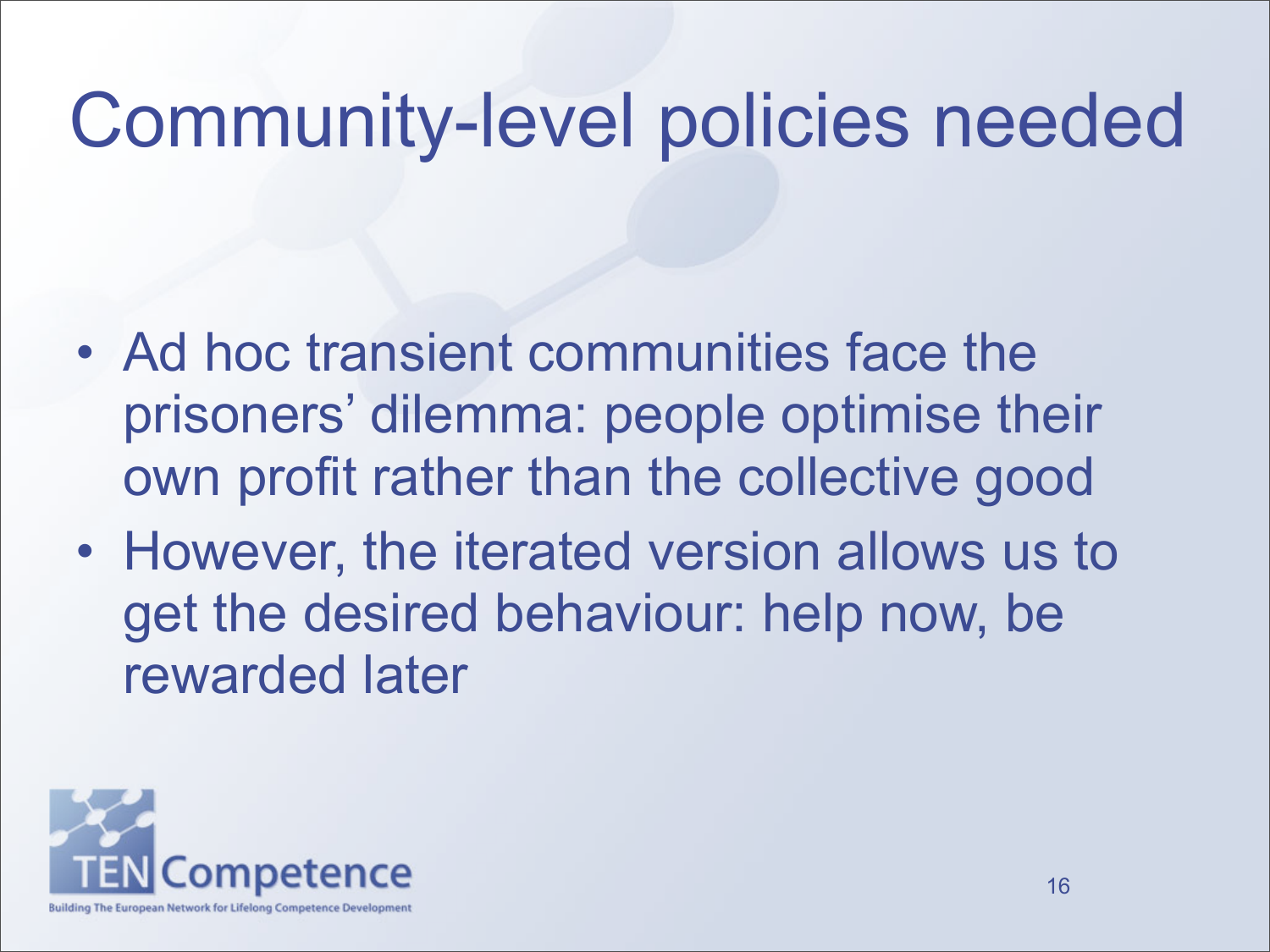# Community-level policies needed

- Ad hoc transient communities face the prisoners' dilemma: people optimise their own profit rather than the collective good
- However, the iterated version allows us to get the desired behaviour: help now, be rewarded later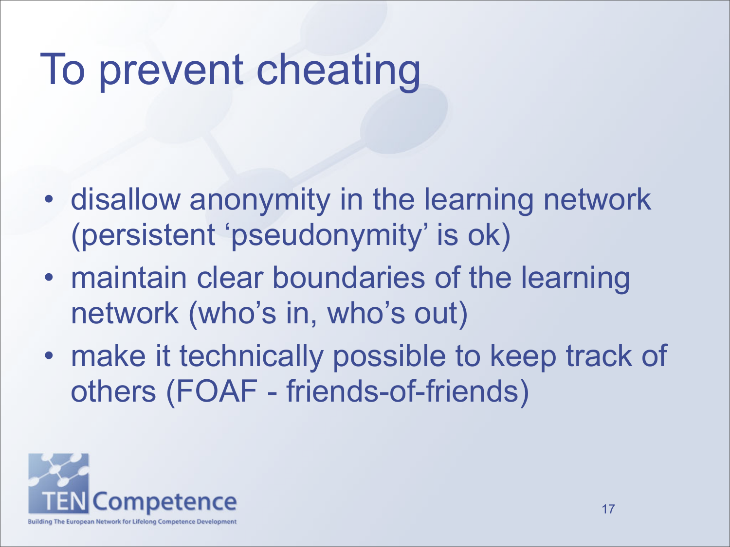# To prevent cheating

- disallow anonymity in the learning network (persistent 'pseudonymity' is ok)
- maintain clear boundaries of the learning network (who's in, who's out)
- make it technically possible to keep track of others (FOAF - friends-of-friends)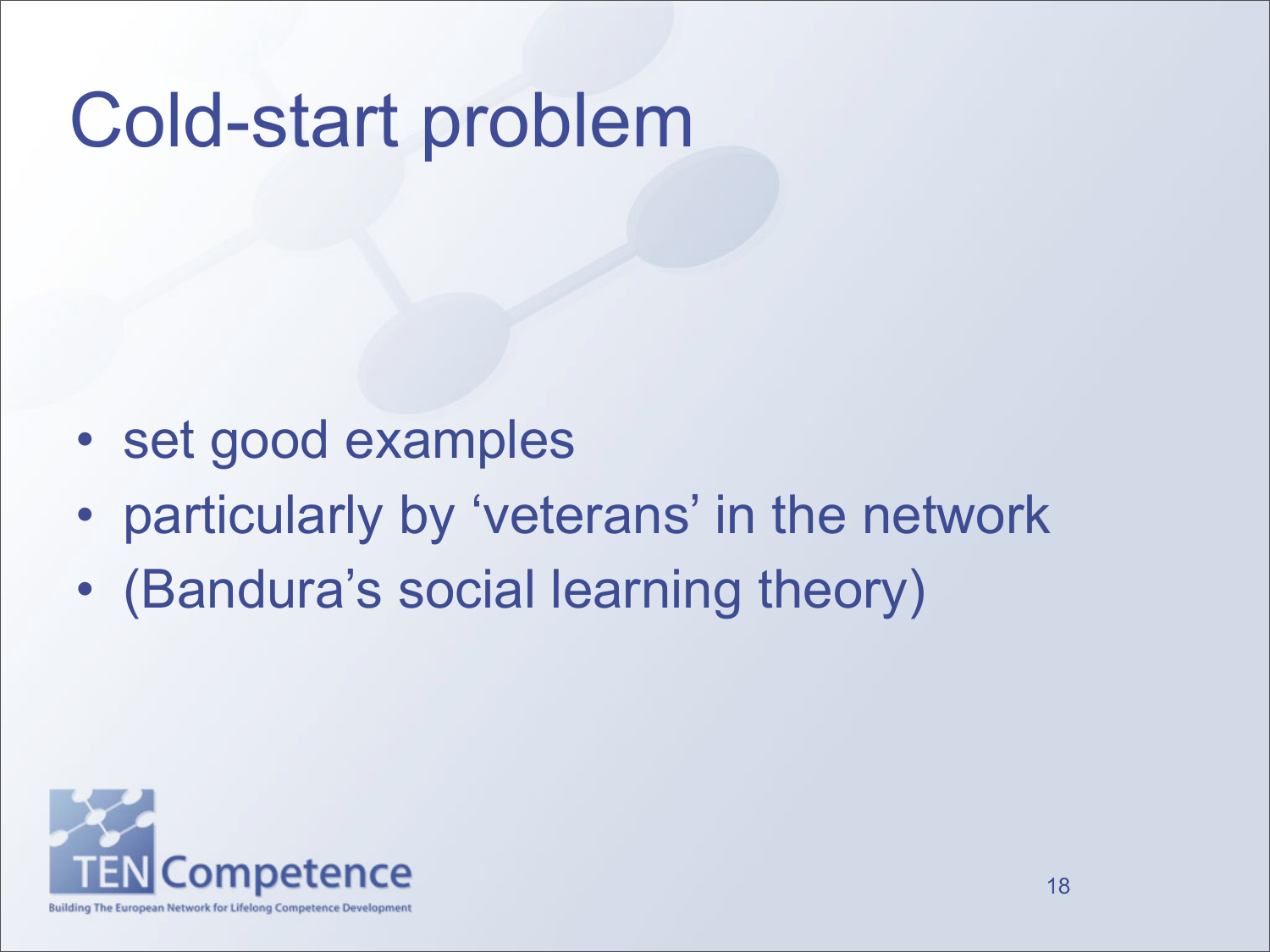# Cold-start problem

- set good examples
- particularly by 'veterans' in the network
- (Bandura's social learning theory)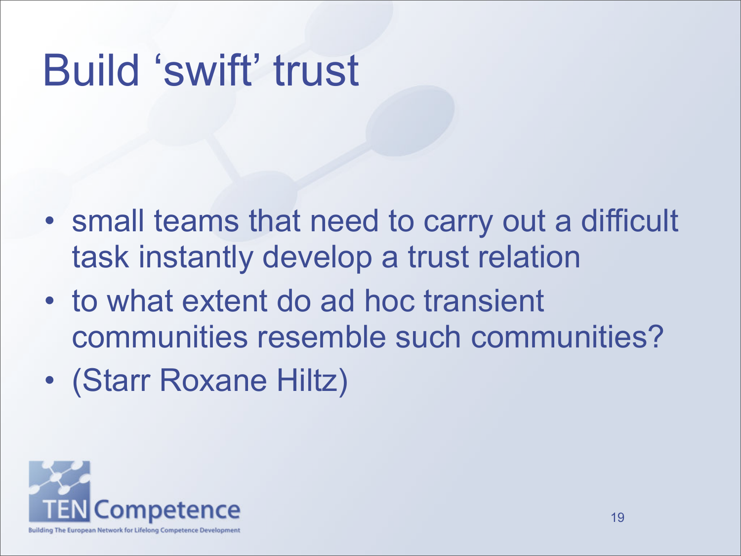# Build 'swift' trust

- small teams that need to carry out a difficult task instantly develop a trust relation
- to what extent do ad hoc transient communities resemble such communities?
- (Starr Roxane Hiltz)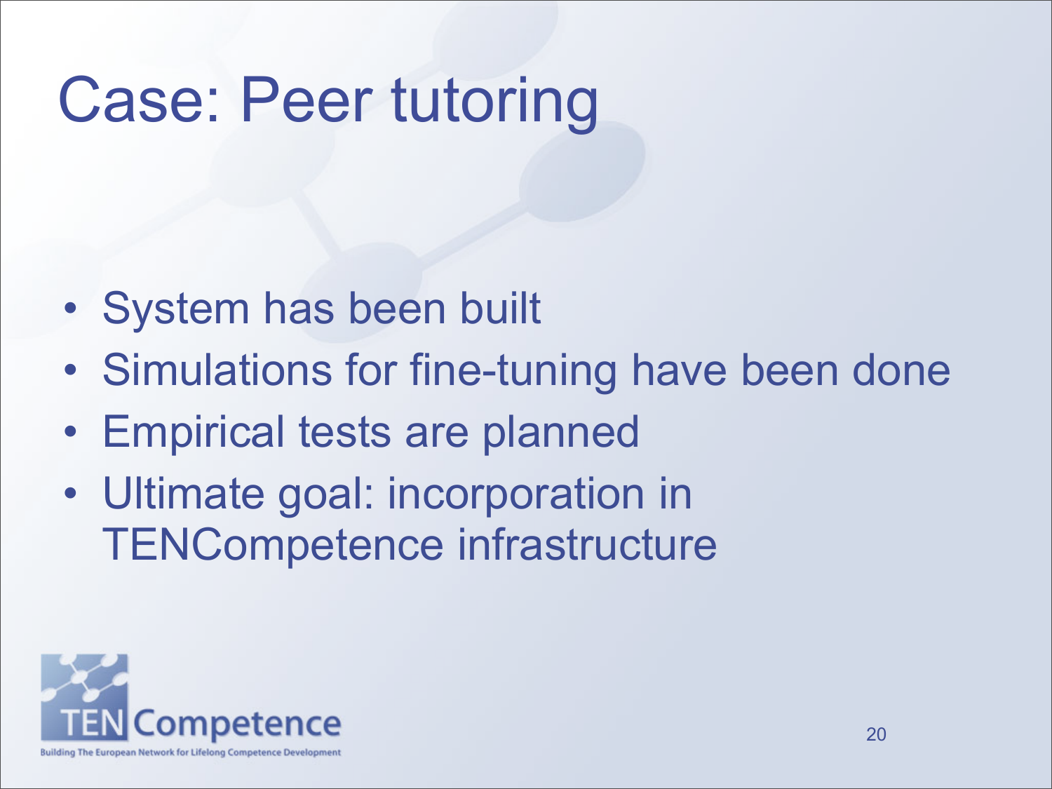# Case: Peer tutoring

- System has been built
- Simulations for fine-tuning have been done
- Empirical tests are planned
- Ultimate goal: incorporation in TENCompetence infrastructure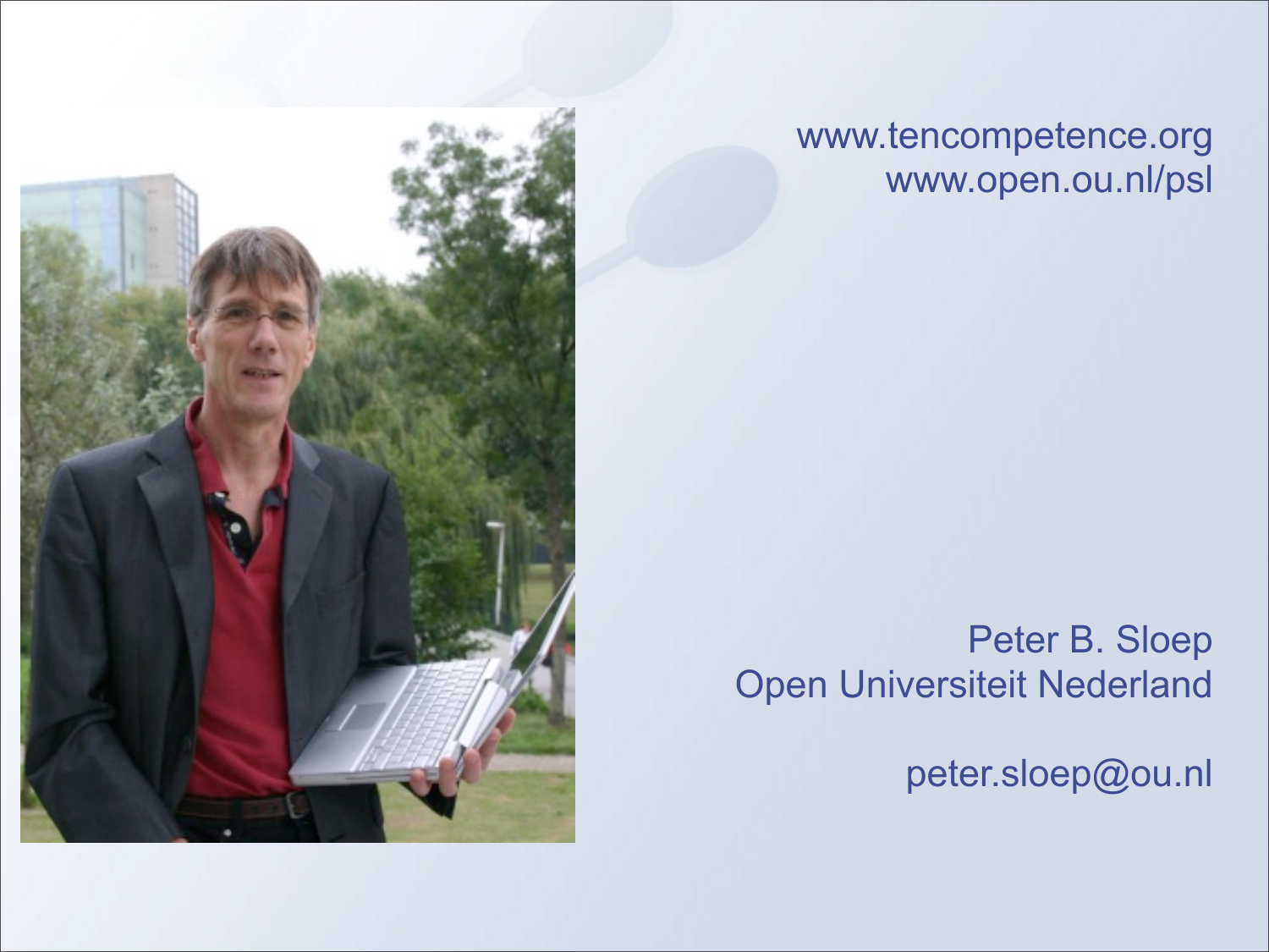www.tencompetence.org
www.open.ou.nl/psl

Peter B. Sloep
Open Universiteit Nederland

peter.sloep@ou.nl